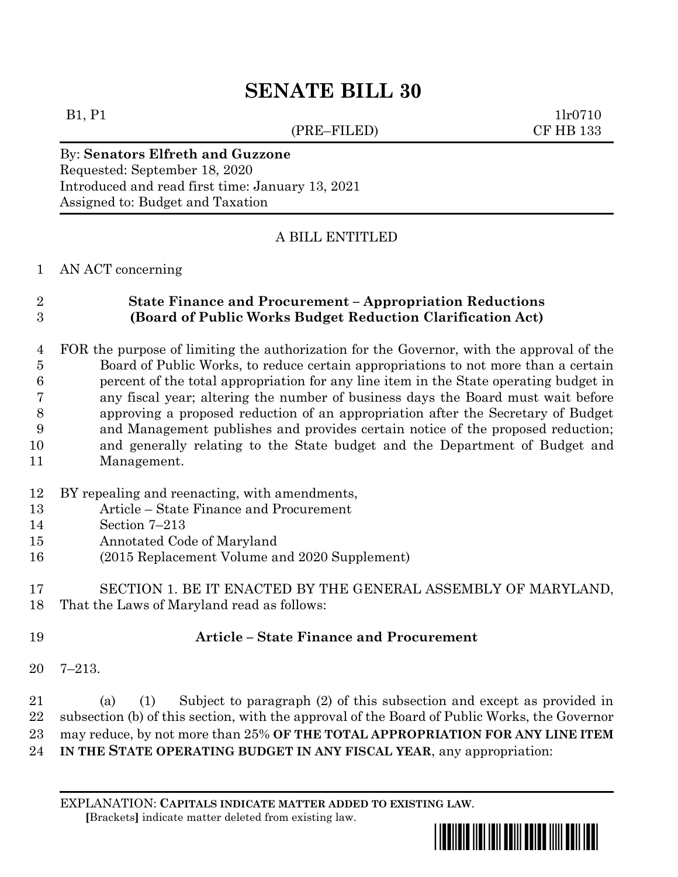# SENATE BILL 30

B1, P1 (PRE–FILED) 1lr0710
CF HB 133

By: **Senators Elfreth and Guzzone**
Requested: September 18, 2020
Introduced and read first time: January 13, 2021
Assigned to: Budget and Taxation

A BILL ENTITLED

AN ACT concerning

**State Finance and Procurement – Appropriation Reductions (Board of Public Works Budget Reduction Clarification Act)**

FOR the purpose of limiting the authorization for the Governor, with the approval of the Board of Public Works, to reduce certain appropriations to not more than a certain percent of the total appropriation for any line item in the State operating budget in any fiscal year; altering the number of business days the Board must wait before approving a proposed reduction of an appropriation after the Secretary of Budget and Management publishes and provides certain notice of the proposed reduction; and generally relating to the State budget and the Department of Budget and Management.

BY repealing and reenacting, with amendments,
Article – State Finance and Procurement
Section 7–213
Annotated Code of Maryland
(2015 Replacement Volume and 2020 Supplement)

SECTION 1. BE IT ENACTED BY THE GENERAL ASSEMBLY OF MARYLAND, That the Laws of Maryland read as follows:

**Article – State Finance and Procurement**

7–213.

(a) (1) Subject to paragraph (2) of this subsection and except as provided in subsection (b) of this section, with the approval of the Board of Public Works, the Governor may reduce, by not more than 25% **OF THE TOTAL APPROPRIATION FOR ANY LINE ITEM IN THE STATE OPERATING BUDGET IN ANY FISCAL YEAR**, any appropriation:

EXPLANATION: **CAPITALS INDICATE MATTER ADDED TO EXISTING LAW**.
**[**Brackets**]** indicate matter deleted from existing law.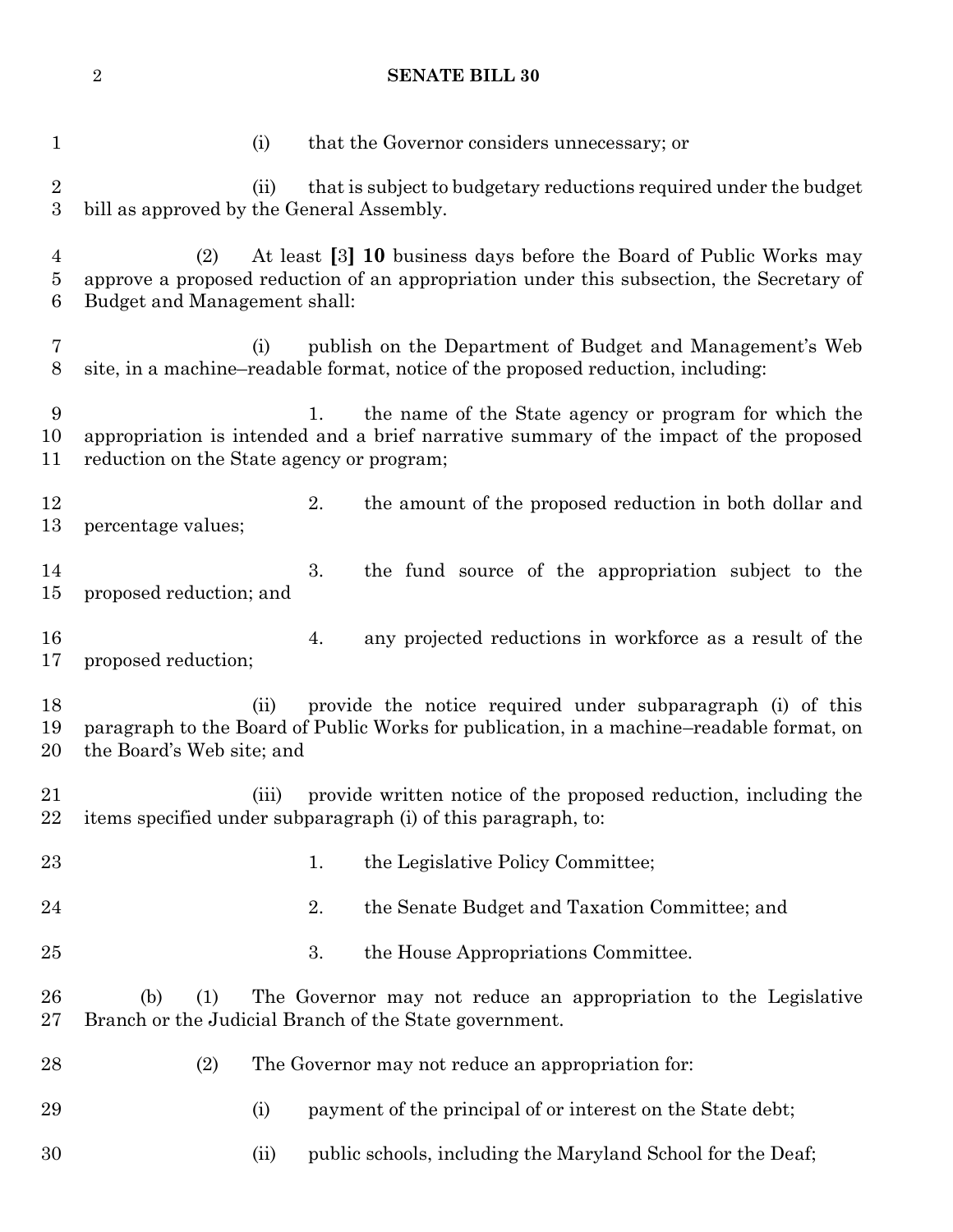(i) that the Governor considers unnecessary; or

(ii) that is subject to budgetary reductions required under the budget bill as approved by the General Assembly.

(2) At least [3] **10** business days before the Board of Public Works may approve a proposed reduction of an appropriation under this subsection, the Secretary of Budget and Management shall:

(i) publish on the Department of Budget and Management's Web site, in a machine–readable format, notice of the proposed reduction, including:

1. the name of the State agency or program for which the appropriation is intended and a brief narrative summary of the impact of the proposed reduction on the State agency or program;

2. the amount of the proposed reduction in both dollar and percentage values;

3. the fund source of the appropriation subject to the proposed reduction; and

4. any projected reductions in workforce as a result of the proposed reduction;

(ii) provide the notice required under subparagraph (i) of this paragraph to the Board of Public Works for publication, in a machine–readable format, on the Board's Web site; and

(iii) provide written notice of the proposed reduction, including the items specified under subparagraph (i) of this paragraph, to:

1. the Legislative Policy Committee;

2. the Senate Budget and Taxation Committee; and

3. the House Appropriations Committee.

(b) (1) The Governor may not reduce an appropriation to the Legislative Branch or the Judicial Branch of the State government.

(2) The Governor may not reduce an appropriation for:

(i) payment of the principal of or interest on the State debt;

(ii) public schools, including the Maryland School for the Deaf;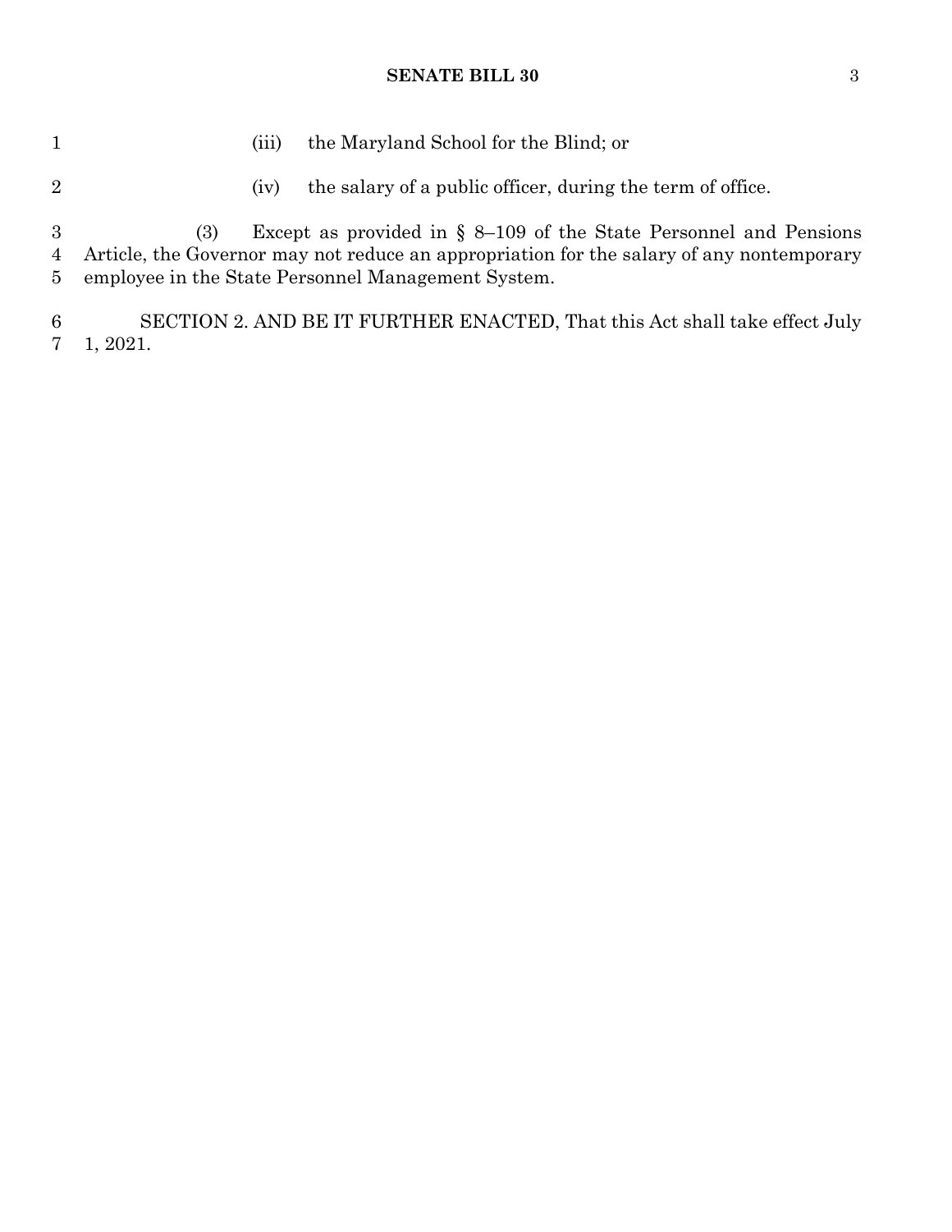(iii) the Maryland School for the Blind; or

(iv) the salary of a public officer, during the term of office.

(3) Except as provided in § 8–109 of the State Personnel and Pensions Article, the Governor may not reduce an appropriation for the salary of any nontemporary employee in the State Personnel Management System.

SECTION 2. AND BE IT FURTHER ENACTED, That this Act shall take effect July 1, 2021.